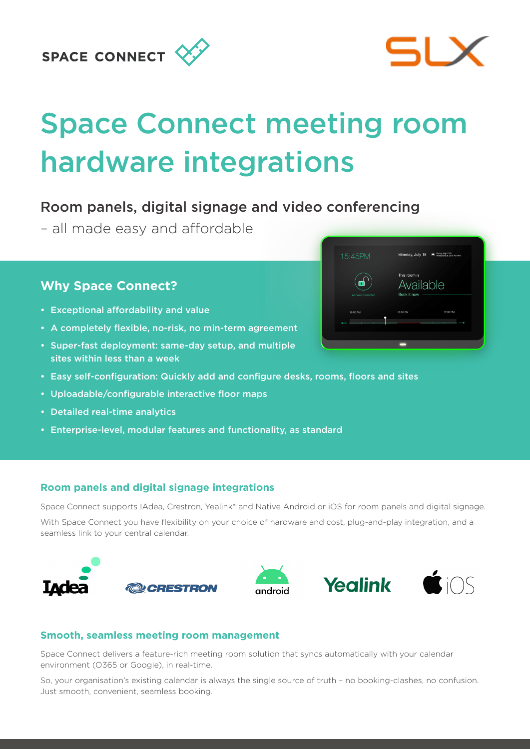SPACE CONNECT

# Space Connect meeting room hardware integrations

## Room panels, digital signage and video conferencing

– all made easy and affordable

### Why Space Connect?

- Exceptional affordability and value
- A completely flexible, no-risk, no min-term agreement
- Super-fast deployment: same-day setup, and multiple sites within less than a week
- Easy self-configuration: Quickly add and configure desks, rooms, floors and sites
- Uploadable/configurable interactive floor maps
- Detailed real-time analytics
- Enterprise-level, modular features and functionality, as standard

### Room panels and digital signage integrations

Space Connect supports IAdea, Crestron, Yealink* and Native Android or iOS for room panels and digital signage.

With Space Connect you have flexibility on your choice of hardware and cost, plug-and-play integration, and a seamless link to your central calendar.

### Smooth, seamless meeting room management

Space Connect delivers a feature-rich meeting room solution that syncs automatically with your calendar environment (O365 or Google), in real-time.

So, your organisation's existing calendar is always the single source of truth – no booking-clashes, no confusion. Just smooth, convenient, seamless booking.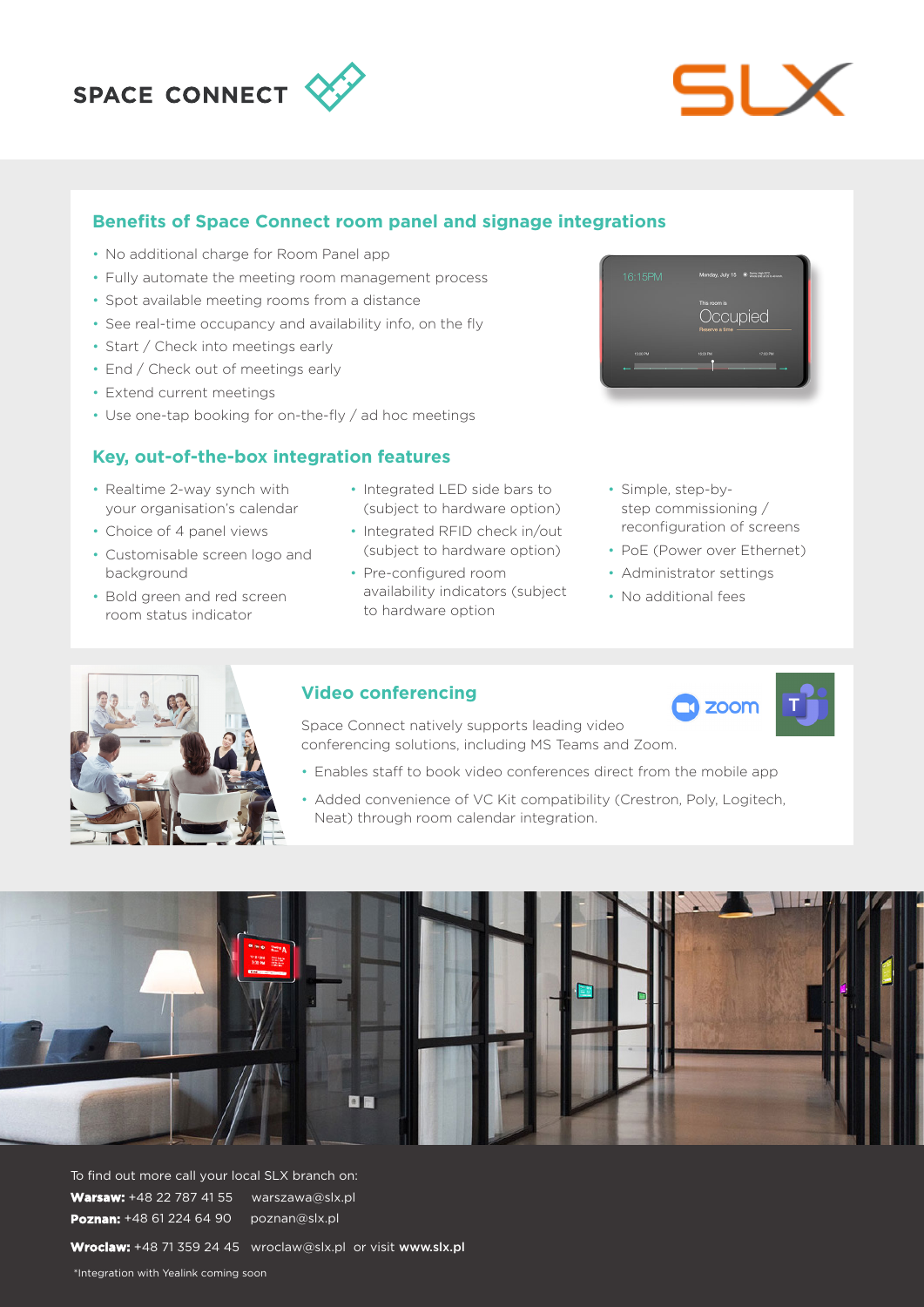SPACE CONNECT

SLX

## Benefits of Space Connect room panel and signage integrations

- No additional charge for Room Panel app
- Fully automate the meeting room management process
- Spot available meeting rooms from a distance
- See real-time occupancy and availability info, on the fly
- Start / Check into meetings early
- End / Check out of meetings early
- Extend current meetings
- Use one-tap booking for on-the-fly / ad hoc meetings

## Key, out-of-the-box integration features

- Realtime 2-way synch with your organisation's calendar
- Choice of 4 panel views
- Customisable screen logo and background
- Bold green and red screen room status indicator
- Integrated LED side bars to (subject to hardware option)
- Integrated RFID check in/out (subject to hardware option)
- Pre-configured room availability indicators (subject to hardware option
- Simple, step-by-step commissioning / reconfiguration of screens
- PoE (Power over Ethernet)
- Administrator settings
- No additional fees

## Video conferencing

Space Connect natively supports leading video conferencing solutions, including MS Teams and Zoom.

- Enables staff to book video conferences direct from the mobile app
- Added convenience of VC Kit compatibility (Crestron, Poly, Logitech, Neat) through room calendar integration.

To find out more call your local SLX branch on:

**Warsaw:** +48 22 787 41 55 warszawa@slx.pl

**Poznan:** +48 61 224 64 90 poznan@slx.pl

**Wroclaw:** +48 71 359 24 45 wroclaw@slx.pl or visit **www.slx.pl**

*Integration with Yealink coming soon